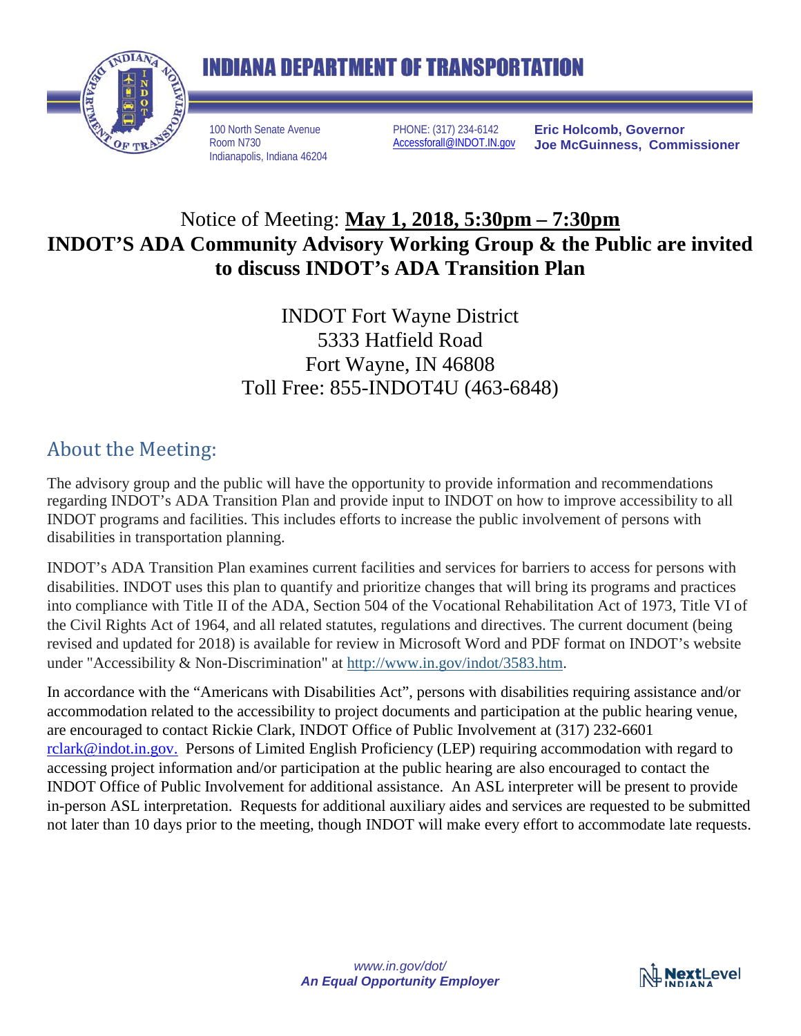# INDIANA DEPARTMENT OF TRANSPORTATION

100 North Senate Avenue
Room N730
Indianapolis, Indiana 46204

PHONE: (317) 234-6142
Accessforall@INDOT.IN.gov

**Eric Holcomb, Governor**
**Joe McGuinness, Commissioner**

## Notice of Meeting: **May 1, 2018, 5:30pm – 7:30pm**

## **INDOT'S ADA Community Advisory Working Group & the Public are invited to discuss INDOT's ADA Transition Plan**

INDOT Fort Wayne District
5333 Hatfield Road
Fort Wayne, IN 46808
Toll Free: 855-INDOT4U (463-6848)

## About the Meeting:

The advisory group and the public will have the opportunity to provide information and recommendations regarding INDOT's ADA Transition Plan and provide input to INDOT on how to improve accessibility to all INDOT programs and facilities. This includes efforts to increase the public involvement of persons with disabilities in transportation planning.

INDOT's ADA Transition Plan examines current facilities and services for barriers to access for persons with disabilities. INDOT uses this plan to quantify and prioritize changes that will bring its programs and practices into compliance with Title II of the ADA, Section 504 of the Vocational Rehabilitation Act of 1973, Title VI of the Civil Rights Act of 1964, and all related statutes, regulations and directives. The current document (being revised and updated for 2018) is available for review in Microsoft Word and PDF format on INDOT's website under "Accessibility & Non-Discrimination" at http://www.in.gov/indot/3583.htm.

In accordance with the "Americans with Disabilities Act", persons with disabilities requiring assistance and/or accommodation related to the accessibility to project documents and participation at the public hearing venue, are encouraged to contact Rickie Clark, INDOT Office of Public Involvement at (317) 232-6601 rclark@indot.in.gov. Persons of Limited English Proficiency (LEP) requiring accommodation with regard to accessing project information and/or participation at the public hearing are also encouraged to contact the INDOT Office of Public Involvement for additional assistance. An ASL interpreter will be present to provide in-person ASL interpretation. Requests for additional auxiliary aides and services are requested to be submitted not later than 10 days prior to the meeting, though INDOT will make every effort to accommodate late requests.

*www.in.gov/dot/*
***An Equal Opportunity Employer***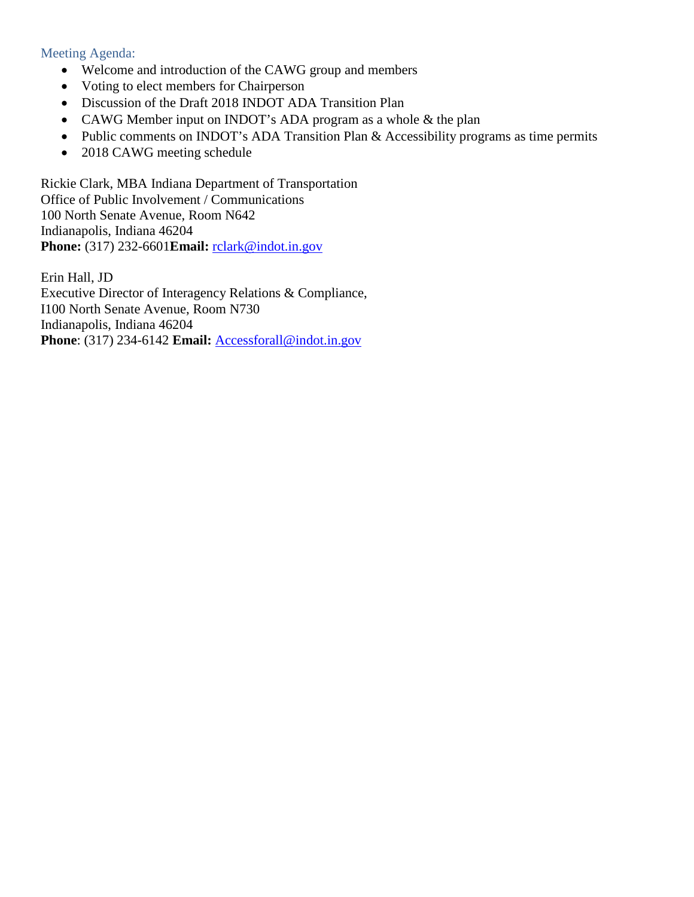## Meeting Agenda:

- Welcome and introduction of the CAWG group and members
- Voting to elect members for Chairperson
- Discussion of the Draft 2018 INDOT ADA Transition Plan
- CAWG Member input on INDOT's ADA program as a whole & the plan
- Public comments on INDOT's ADA Transition Plan & Accessibility programs as time permits
- 2018 CAWG meeting schedule

Rickie Clark, MBA Indiana Department of Transportation
Office of Public Involvement / Communications
100 North Senate Avenue, Room N642
Indianapolis, Indiana 46204
**Phone:** (317) 232-6601**Email:** rclark@indot.in.gov

Erin Hall, JD
Executive Director of Interagency Relations & Compliance,
I100 North Senate Avenue, Room N730
Indianapolis, Indiana 46204
**Phone**: (317) 234-6142 **Email:** Accessforall@indot.in.gov